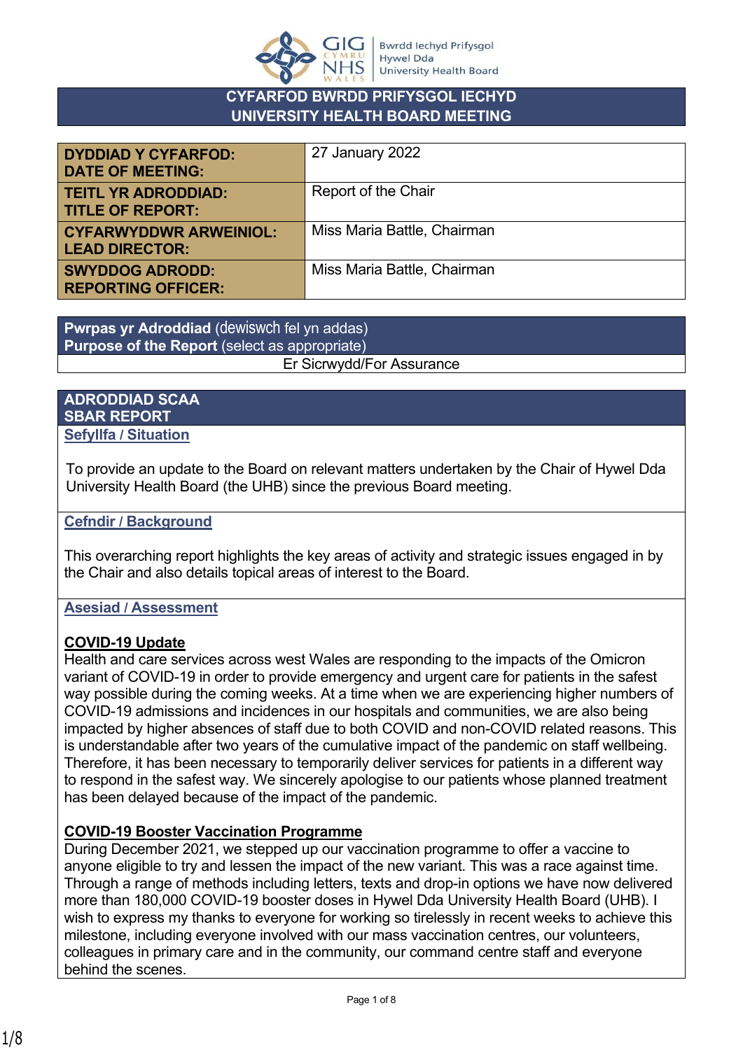**CYFARFOD BWRDD PRIFYSGOL IECHYD**
**UNIVERSITY HEALTH BOARD MEETING**

| | |
|---|---|
| **DYDDIAD Y CYFARFOD: DATE OF MEETING:** | 27 January 2022 |
| **TEITL YR ADRODDIAD: TITLE OF REPORT:** | Report of the Chair |
| **CYFARWYDDWR ARWEINIOL: LEAD DIRECTOR:** | Miss Maria Battle, Chairman |
| **SWYDDOG ADRODD: REPORTING OFFICER:** | Miss Maria Battle, Chairman |

| **Pwrpas yr Adroddiad** (dewiswch fel yn addas) **Purpose of the Report** (select as appropriate) |
|---|
| Er Sicrwydd/For Assurance |

## ADRODDIAD SCAA
## SBAR REPORT

### Sefyllfa / Situation

To provide an update to the Board on relevant matters undertaken by the Chair of Hywel Dda University Health Board (the UHB) since the previous Board meeting.

### Cefndir / Background

This overarching report highlights the key areas of activity and strategic issues engaged in by the Chair and also details topical areas of interest to the Board.

### Asesiad / Assessment

**COVID-19 Update**

Health and care services across west Wales are responding to the impacts of the Omicron variant of COVID-19 in order to provide emergency and urgent care for patients in the safest way possible during the coming weeks. At a time when we are experiencing higher numbers of COVID-19 admissions and incidences in our hospitals and communities, we are also being impacted by higher absences of staff due to both COVID and non-COVID related reasons. This is understandable after two years of the cumulative impact of the pandemic on staff wellbeing. Therefore, it has been necessary to temporarily deliver services for patients in a different way to respond in the safest way. We sincerely apologise to our patients whose planned treatment has been delayed because of the impact of the pandemic.

**COVID-19 Booster Vaccination Programme**

During December 2021, we stepped up our vaccination programme to offer a vaccine to anyone eligible to try and lessen the impact of the new variant. This was a race against time. Through a range of methods including letters, texts and drop-in options we have now delivered more than 180,000 COVID-19 booster doses in Hywel Dda University Health Board (UHB). I wish to express my thanks to everyone for working so tirelessly in recent weeks to achieve this milestone, including everyone involved with our mass vaccination centres, our volunteers, colleagues in primary care and in the community, our command centre staff and everyone behind the scenes.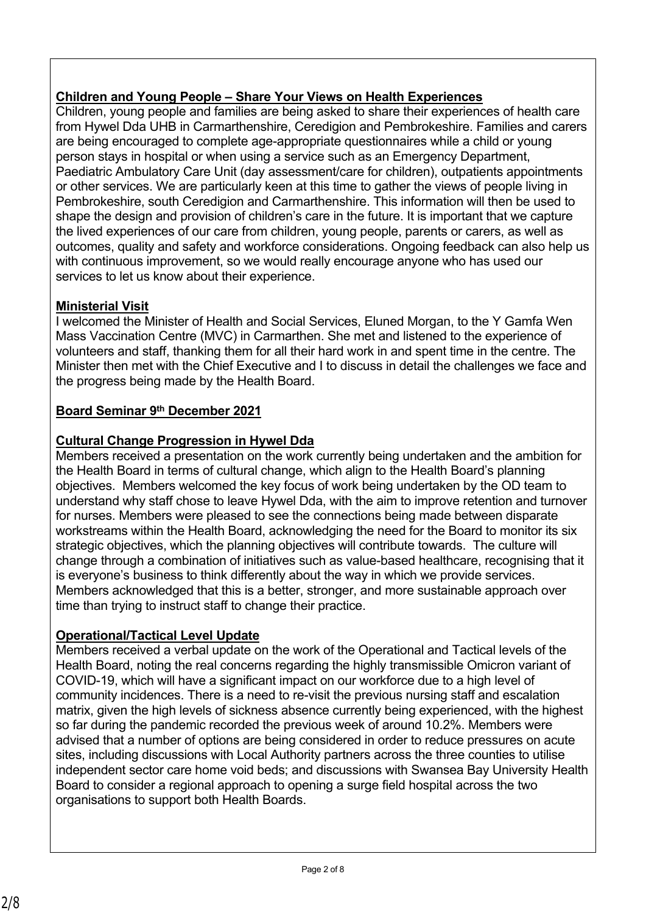**Children and Young People – Share Your Views on Health Experiences**

Children, young people and families are being asked to share their experiences of health care from Hywel Dda UHB in Carmarthenshire, Ceredigion and Pembrokeshire. Families and carers are being encouraged to complete age-appropriate questionnaires while a child or young person stays in hospital or when using a service such as an Emergency Department, Paediatric Ambulatory Care Unit (day assessment/care for children), outpatients appointments or other services. We are particularly keen at this time to gather the views of people living in Pembrokeshire, south Ceredigion and Carmarthenshire. This information will then be used to shape the design and provision of children's care in the future. It is important that we capture the lived experiences of our care from children, young people, parents or carers, as well as outcomes, quality and safety and workforce considerations. Ongoing feedback can also help us with continuous improvement, so we would really encourage anyone who has used our services to let us know about their experience.

**Ministerial Visit**

I welcomed the Minister of Health and Social Services, Eluned Morgan, to the Y Gamfa Wen Mass Vaccination Centre (MVC) in Carmarthen. She met and listened to the experience of volunteers and staff, thanking them for all their hard work in and spent time in the centre. The Minister then met with the Chief Executive and I to discuss in detail the challenges we face and the progress being made by the Health Board.

**Board Seminar 9th December 2021**

**Cultural Change Progression in Hywel Dda**

Members received a presentation on the work currently being undertaken and the ambition for the Health Board in terms of cultural change, which align to the Health Board's planning objectives. Members welcomed the key focus of work being undertaken by the OD team to understand why staff chose to leave Hywel Dda, with the aim to improve retention and turnover for nurses. Members were pleased to see the connections being made between disparate workstreams within the Health Board, acknowledging the need for the Board to monitor its six strategic objectives, which the planning objectives will contribute towards. The culture will change through a combination of initiatives such as value-based healthcare, recognising that it is everyone's business to think differently about the way in which we provide services. Members acknowledged that this is a better, stronger, and more sustainable approach over time than trying to instruct staff to change their practice.

**Operational/Tactical Level Update**

Members received a verbal update on the work of the Operational and Tactical levels of the Health Board, noting the real concerns regarding the highly transmissible Omicron variant of COVID-19, which will have a significant impact on our workforce due to a high level of community incidences. There is a need to re-visit the previous nursing staff and escalation matrix, given the high levels of sickness absence currently being experienced, with the highest so far during the pandemic recorded the previous week of around 10.2%. Members were advised that a number of options are being considered in order to reduce pressures on acute sites, including discussions with Local Authority partners across the three counties to utilise independent sector care home void beds; and discussions with Swansea Bay University Health Board to consider a regional approach to opening a surge field hospital across the two organisations to support both Health Boards.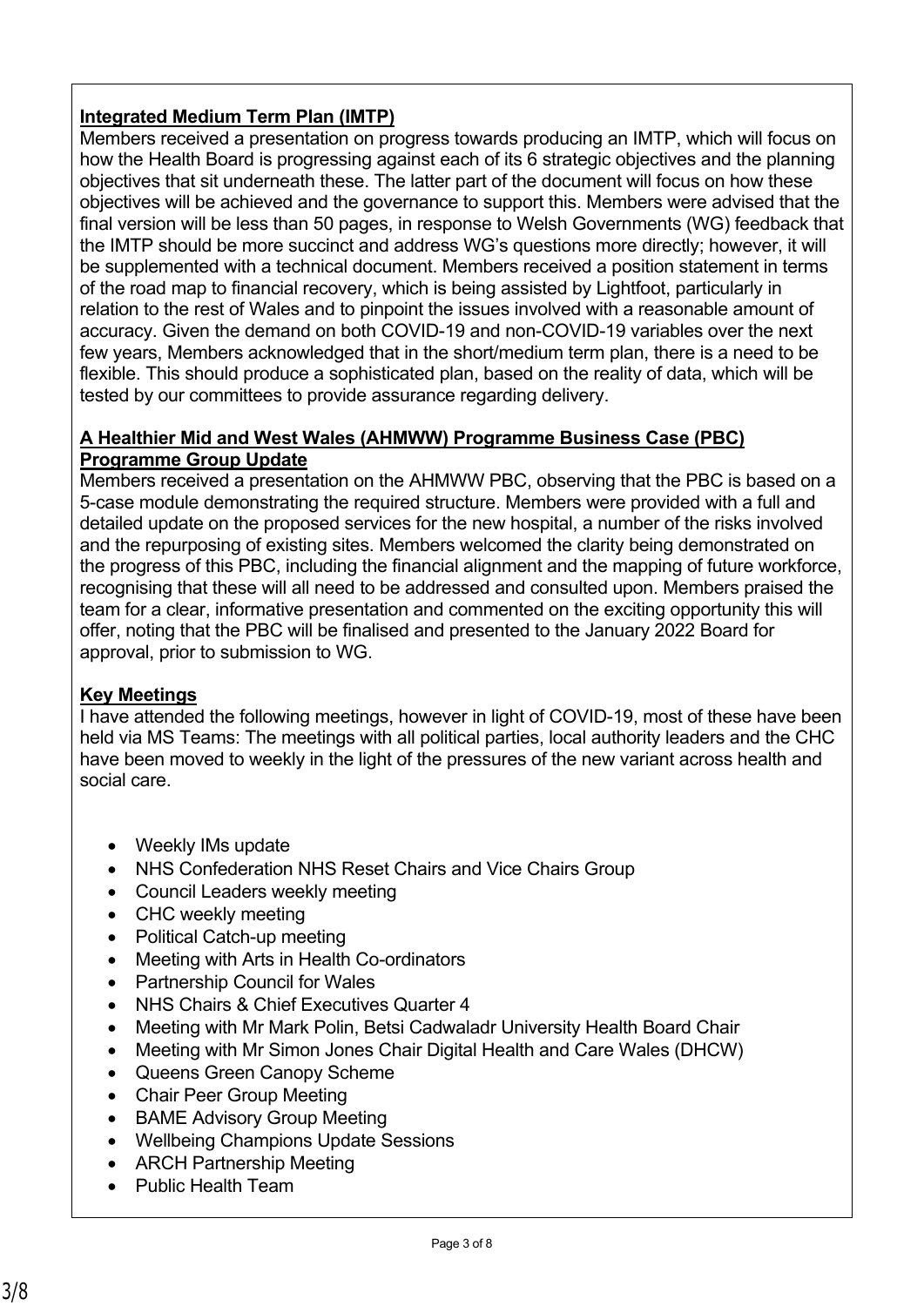**Integrated Medium Term Plan (IMTP)**

Members received a presentation on progress towards producing an IMTP, which will focus on how the Health Board is progressing against each of its 6 strategic objectives and the planning objectives that sit underneath these. The latter part of the document will focus on how these objectives will be achieved and the governance to support this. Members were advised that the final version will be less than 50 pages, in response to Welsh Governments (WG) feedback that the IMTP should be more succinct and address WG's questions more directly; however, it will be supplemented with a technical document. Members received a position statement in terms of the road map to financial recovery, which is being assisted by Lightfoot, particularly in relation to the rest of Wales and to pinpoint the issues involved with a reasonable amount of accuracy. Given the demand on both COVID-19 and non-COVID-19 variables over the next few years, Members acknowledged that in the short/medium term plan, there is a need to be flexible. This should produce a sophisticated plan, based on the reality of data, which will be tested by our committees to provide assurance regarding delivery.

**A Healthier Mid and West Wales (AHMWW) Programme Business Case (PBC) Programme Group Update**

Members received a presentation on the AHMWW PBC, observing that the PBC is based on a 5-case module demonstrating the required structure. Members were provided with a full and detailed update on the proposed services for the new hospital, a number of the risks involved and the repurposing of existing sites. Members welcomed the clarity being demonstrated on the progress of this PBC, including the financial alignment and the mapping of future workforce, recognising that these will all need to be addressed and consulted upon. Members praised the team for a clear, informative presentation and commented on the exciting opportunity this will offer, noting that the PBC will be finalised and presented to the January 2022 Board for approval, prior to submission to WG.

**Key Meetings**

I have attended the following meetings, however in light of COVID-19, most of these have been held via MS Teams: The meetings with all political parties, local authority leaders and the CHC have been moved to weekly in the light of the pressures of the new variant across health and social care.

- Weekly IMs update
- NHS Confederation NHS Reset Chairs and Vice Chairs Group
- Council Leaders weekly meeting
- CHC weekly meeting
- Political Catch-up meeting
- Meeting with Arts in Health Co-ordinators
- Partnership Council for Wales
- NHS Chairs & Chief Executives Quarter 4
- Meeting with Mr Mark Polin, Betsi Cadwaladr University Health Board Chair
- Meeting with Mr Simon Jones Chair Digital Health and Care Wales (DHCW)
- Queens Green Canopy Scheme
- Chair Peer Group Meeting
- BAME Advisory Group Meeting
- Wellbeing Champions Update Sessions
- ARCH Partnership Meeting
- Public Health Team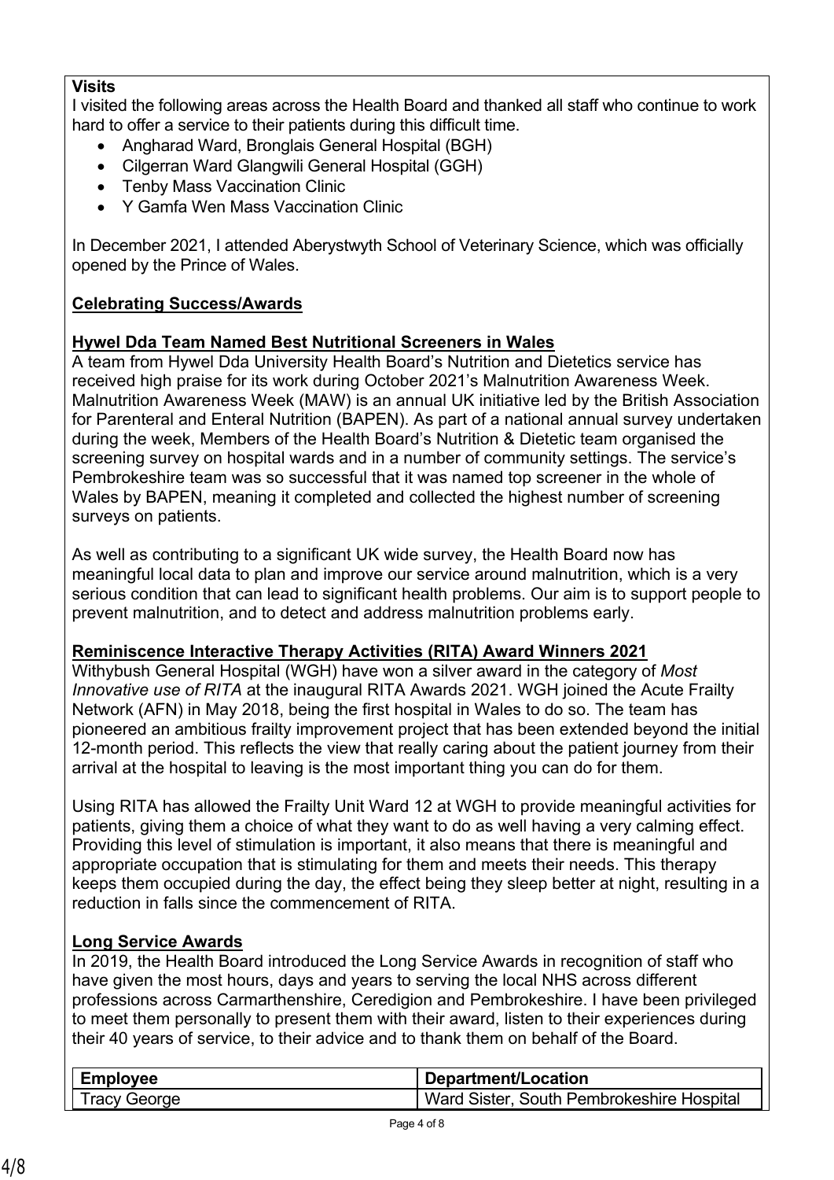**Visits**

I visited the following areas across the Health Board and thanked all staff who continue to work hard to offer a service to their patients during this difficult time.

- Angharad Ward, Bronglais General Hospital (BGH)
- Cilgerran Ward Glangwili General Hospital (GGH)
- Tenby Mass Vaccination Clinic
- Y Gamfa Wen Mass Vaccination Clinic

In December 2021, I attended Aberystwyth School of Veterinary Science, which was officially opened by the Prince of Wales.

**Celebrating Success/Awards**

**Hywel Dda Team Named Best Nutritional Screeners in Wales**

A team from Hywel Dda University Health Board's Nutrition and Dietetics service has received high praise for its work during October 2021's Malnutrition Awareness Week. Malnutrition Awareness Week (MAW) is an annual UK initiative led by the British Association for Parenteral and Enteral Nutrition (BAPEN). As part of a national annual survey undertaken during the week, Members of the Health Board's Nutrition & Dietetic team organised the screening survey on hospital wards and in a number of community settings. The service's Pembrokeshire team was so successful that it was named top screener in the whole of Wales by BAPEN, meaning it completed and collected the highest number of screening surveys on patients.

As well as contributing to a significant UK wide survey, the Health Board now has meaningful local data to plan and improve our service around malnutrition, which is a very serious condition that can lead to significant health problems. Our aim is to support people to prevent malnutrition, and to detect and address malnutrition problems early.

**Reminiscence Interactive Therapy Activities (RITA) Award Winners 2021**

Withybush General Hospital (WGH) have won a silver award in the category of *Most Innovative use of RITA* at the inaugural RITA Awards 2021. WGH joined the Acute Frailty Network (AFN) in May 2018, being the first hospital in Wales to do so. The team has pioneered an ambitious frailty improvement project that has been extended beyond the initial 12-month period. This reflects the view that really caring about the patient journey from their arrival at the hospital to leaving is the most important thing you can do for them.

Using RITA has allowed the Frailty Unit Ward 12 at WGH to provide meaningful activities for patients, giving them a choice of what they want to do as well having a very calming effect. Providing this level of stimulation is important, it also means that there is meaningful and appropriate occupation that is stimulating for them and meets their needs. This therapy keeps them occupied during the day, the effect being they sleep better at night, resulting in a reduction in falls since the commencement of RITA.

**Long Service Awards**

In 2019, the Health Board introduced the Long Service Awards in recognition of staff who have given the most hours, days and years to serving the local NHS across different professions across Carmarthenshire, Ceredigion and Pembrokeshire. I have been privileged to meet them personally to present them with their award, listen to their experiences during their 40 years of service, to their advice and to thank them on behalf of the Board.

| Employee | Department/Location |
|---|---|
| Tracy George | Ward Sister, South Pembrokeshire Hospital |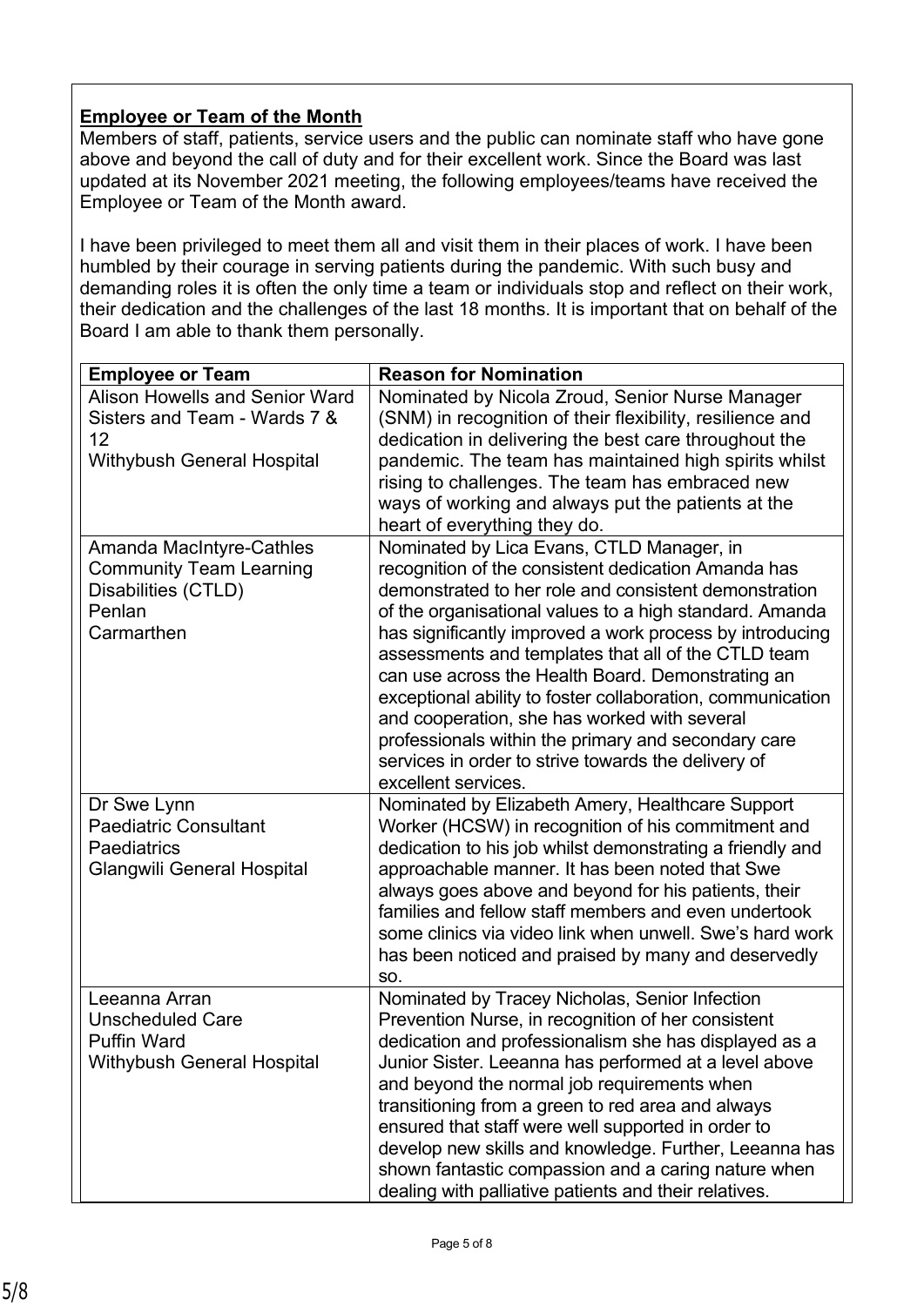**Employee or Team of the Month**

Members of staff, patients, service users and the public can nominate staff who have gone above and beyond the call of duty and for their excellent work. Since the Board was last updated at its November 2021 meeting, the following employees/teams have received the Employee or Team of the Month award.

I have been privileged to meet them all and visit them in their places of work. I have been humbled by their courage in serving patients during the pandemic. With such busy and demanding roles it is often the only time a team or individuals stop and reflect on their work, their dedication and the challenges of the last 18 months. It is important that on behalf of the Board I am able to thank them personally.

| Employee or Team | Reason for Nomination |
|---|---|
| Alison Howells and Senior Ward Sisters and Team - Wards 7 & 12<br>Withybush General Hospital | Nominated by Nicola Zroud, Senior Nurse Manager (SNM) in recognition of their flexibility, resilience and dedication in delivering the best care throughout the pandemic. The team has maintained high spirits whilst rising to challenges. The team has embraced new ways of working and always put the patients at the heart of everything they do. |
| Amanda MacIntyre-Cathles<br>Community Team Learning Disabilities (CTLD)<br>Penlan<br>Carmarthen | Nominated by Lica Evans, CTLD Manager, in recognition of the consistent dedication Amanda has demonstrated to her role and consistent demonstration of the organisational values to a high standard. Amanda has significantly improved a work process by introducing assessments and templates that all of the CTLD team can use across the Health Board. Demonstrating an exceptional ability to foster collaboration, communication and cooperation, she has worked with several professionals within the primary and secondary care services in order to strive towards the delivery of excellent services. |
| Dr Swe Lynn<br>Paediatric Consultant<br>Paediatrics<br>Glangwili General Hospital | Nominated by Elizabeth Amery, Healthcare Support Worker (HCSW) in recognition of his commitment and dedication to his job whilst demonstrating a friendly and approachable manner. It has been noted that Swe always goes above and beyond for his patients, their families and fellow staff members and even undertook some clinics via video link when unwell. Swe's hard work has been noticed and praised by many and deservedly so. |
| Leeanna Arran<br>Unscheduled Care<br>Puffin Ward<br>Withybush General Hospital | Nominated by Tracey Nicholas, Senior Infection Prevention Nurse, in recognition of her consistent dedication and professionalism she has displayed as a Junior Sister. Leeanna has performed at a level above and beyond the normal job requirements when transitioning from a green to red area and always ensured that staff were well supported in order to develop new skills and knowledge. Further, Leeanna has shown fantastic compassion and a caring nature when dealing with palliative patients and their relatives. |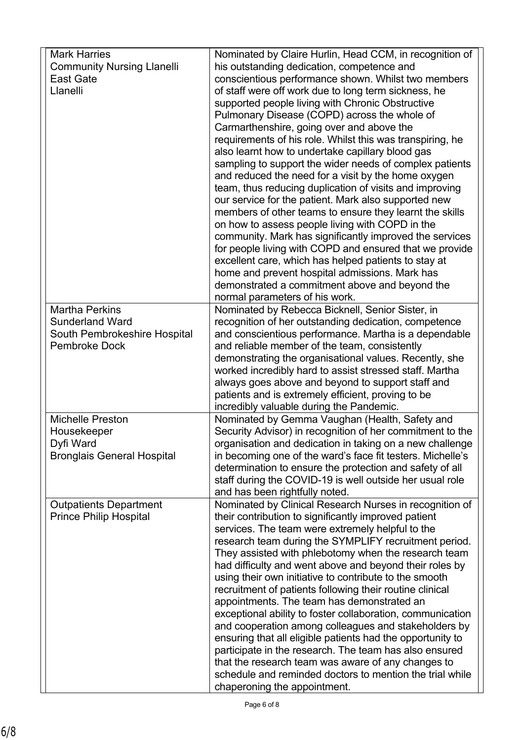| | |
|---|---|
| Mark Harries<br>Community Nursing Llanelli<br>East Gate<br>Llanelli | Nominated by Claire Hurlin, Head CCM, in recognition of his outstanding dedication, competence and conscientious performance shown. Whilst two members of staff were off work due to long term sickness, he supported people living with Chronic Obstructive Pulmonary Disease (COPD) across the whole of Carmarthenshire, going over and above the requirements of his role. Whilst this was transpiring, he also learnt how to undertake capillary blood gas sampling to support the wider needs of complex patients and reduced the need for a visit by the home oxygen team, thus reducing duplication of visits and improving our service for the patient. Mark also supported new members of other teams to ensure they learnt the skills on how to assess people living with COPD in the community. Mark has significantly improved the services for people living with COPD and ensured that we provide excellent care, which has helped patients to stay at home and prevent hospital admissions. Mark has demonstrated a commitment above and beyond the normal parameters of his work. |
| Martha Perkins<br>Sunderland Ward<br>South Pembrokeshire Hospital<br>Pembroke Dock | Nominated by Rebecca Bicknell, Senior Sister, in recognition of her outstanding dedication, competence and conscientious performance. Martha is a dependable and reliable member of the team, consistently demonstrating the organisational values. Recently, she worked incredibly hard to assist stressed staff. Martha always goes above and beyond to support staff and patients and is extremely efficient, proving to be incredibly valuable during the Pandemic. |
| Michelle Preston<br>Housekeeper<br>Dyfi Ward<br>Bronglais General Hospital | Nominated by Gemma Vaughan (Health, Safety and Security Advisor) in recognition of her commitment to the organisation and dedication in taking on a new challenge in becoming one of the ward's face fit testers. Michelle's determination to ensure the protection and safety of all staff during the COVID-19 is well outside her usual role and has been rightfully noted. |
| Outpatients Department<br>Prince Philip Hospital | Nominated by Clinical Research Nurses in recognition of their contribution to significantly improved patient services. The team were extremely helpful to the research team during the SYMPLIFY recruitment period. They assisted with phlebotomy when the research team had difficulty and went above and beyond their roles by using their own initiative to contribute to the smooth recruitment of patients following their routine clinical appointments. The team has demonstrated an exceptional ability to foster collaboration, communication and cooperation among colleagues and stakeholders by ensuring that all eligible patients had the opportunity to participate in the research. The team has also ensured that the research team was aware of any changes to schedule and reminded doctors to mention the trial while chaperoning the appointment. |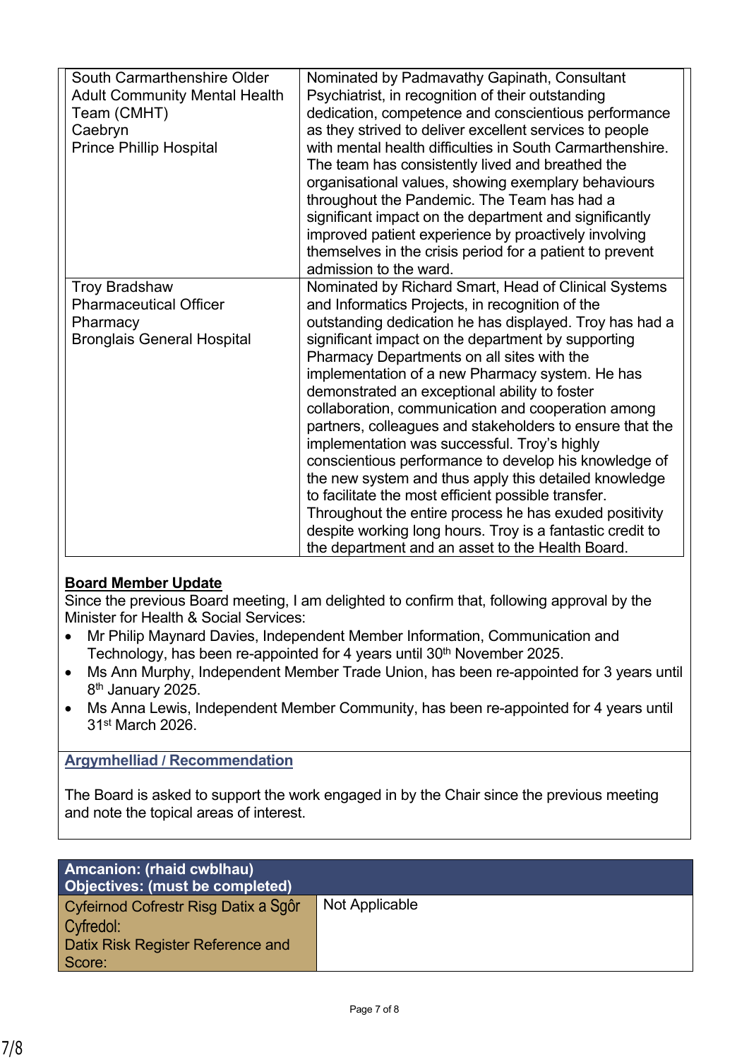| | |
|---|---|
| South Carmarthenshire Older Adult Community Mental Health Team (CMHT)<br>Caebryn<br>Prince Phillip Hospital | Nominated by Padmavathy Gapinath, Consultant Psychiatrist, in recognition of their outstanding dedication, competence and conscientious performance as they strived to deliver excellent services to people with mental health difficulties in South Carmarthenshire. The team has consistently lived and breathed the organisational values, showing exemplary behaviours throughout the Pandemic. The Team has had a significant impact on the department and significantly improved patient experience by proactively involving themselves in the crisis period for a patient to prevent admission to the ward. |
| Troy Bradshaw<br>Pharmaceutical Officer<br>Pharmacy<br>Bronglais General Hospital | Nominated by Richard Smart, Head of Clinical Systems and Informatics Projects, in recognition of the outstanding dedication he has displayed. Troy has had a significant impact on the department by supporting Pharmacy Departments on all sites with the implementation of a new Pharmacy system. He has demonstrated an exceptional ability to foster collaboration, communication and cooperation among partners, colleagues and stakeholders to ensure that the implementation was successful. Troy's highly conscientious performance to develop his knowledge of the new system and thus apply this detailed knowledge to facilitate the most efficient possible transfer. Throughout the entire process he has exuded positivity despite working long hours. Troy is a fantastic credit to the department and an asset to the Health Board. |

**Board Member Update**

Since the previous Board meeting, I am delighted to confirm that, following approval by the Minister for Health & Social Services:

- Mr Philip Maynard Davies, Independent Member Information, Communication and Technology, has been re-appointed for 4 years until 30th November 2025.
- Ms Ann Murphy, Independent Member Trade Union, has been re-appointed for 3 years until 8th January 2025.
- Ms Anna Lewis, Independent Member Community, has been re-appointed for 4 years until 31st March 2026.

**Argymhelliad / Recommendation**

The Board is asked to support the work engaged in by the Chair since the previous meeting and note the topical areas of interest.

| **Amcanion: (rhaid cwblhau)**<br>**Objectives: (must be completed)** | |
|---|---|
| Cyfeirnod Cofrestr Risg Datix a Sgôr Cyfredol:<br>Datix Risk Register Reference and Score: | Not Applicable |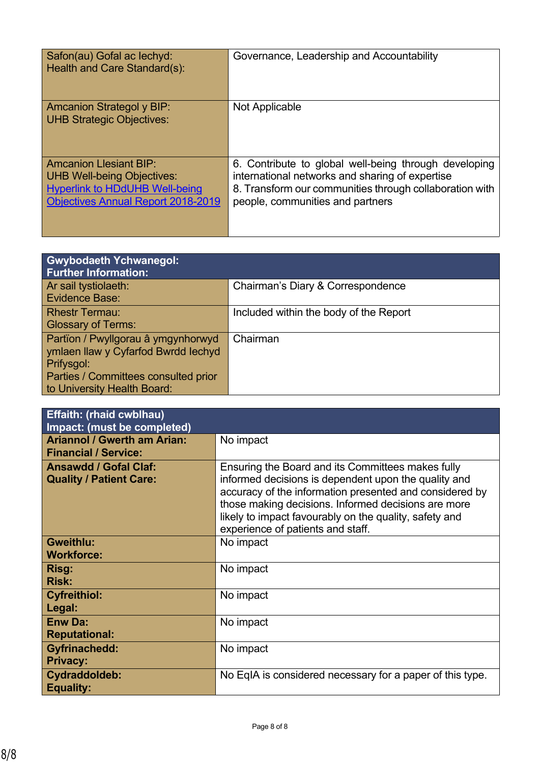| | |
|---|---|
| Safon(au) Gofal ac Iechyd:<br>Health and Care Standard(s): | Governance, Leadership and Accountability |
| Amcanion Strategol y BIP:<br>UHB Strategic Objectives: | Not Applicable |
| Amcanion Llesiant BIP:<br>UHB Well-being Objectives:<br>[Hyperlink to HDdUHB Well-being Objectives Annual Report 2018-2019]() | 6. Contribute to global well-being through developing international networks and sharing of expertise<br>8. Transform our communities through collaboration with people, communities and partners |

| **Gwybodaeth Ychwanegol:<br>Further Information:** | |
|---|---|
| Ar sail tystiolaeth:<br>Evidence Base: | Chairman's Diary & Correspondence |
| Rhestr Termau:<br>Glossary of Terms: | Included within the body of the Report |
| Partïon / Pwyllgorau â ymgynhorwyd ymlaen llaw y Cyfarfod Bwrdd Iechyd Prifysgol:<br>Parties / Committees consulted prior to University Health Board: | Chairman |

| **Effaith: (rhaid cwblhau)<br>Impact: (must be completed)** | |
|---|---|
| **Ariannol / Gwerth am Arian:<br>Financial / Service:** | No impact |
| **Ansawdd / Gofal Claf:<br>Quality / Patient Care:** | Ensuring the Board and its Committees makes fully informed decisions is dependent upon the quality and accuracy of the information presented and considered by those making decisions. Informed decisions are more likely to impact favourably on the quality, safety and experience of patients and staff. |
| **Gweithlu:<br>Workforce:** | No impact |
| **Risg:<br>Risk:** | No impact |
| **Cyfreithiol:<br>Legal:** | No impact |
| **Enw Da:<br>Reputational:** | No impact |
| **Gyfrinachedd:<br>Privacy:** | No impact |
| **Cydraddoldeb:<br>Equality:** | No EqIA is considered necessary for a paper of this type. |